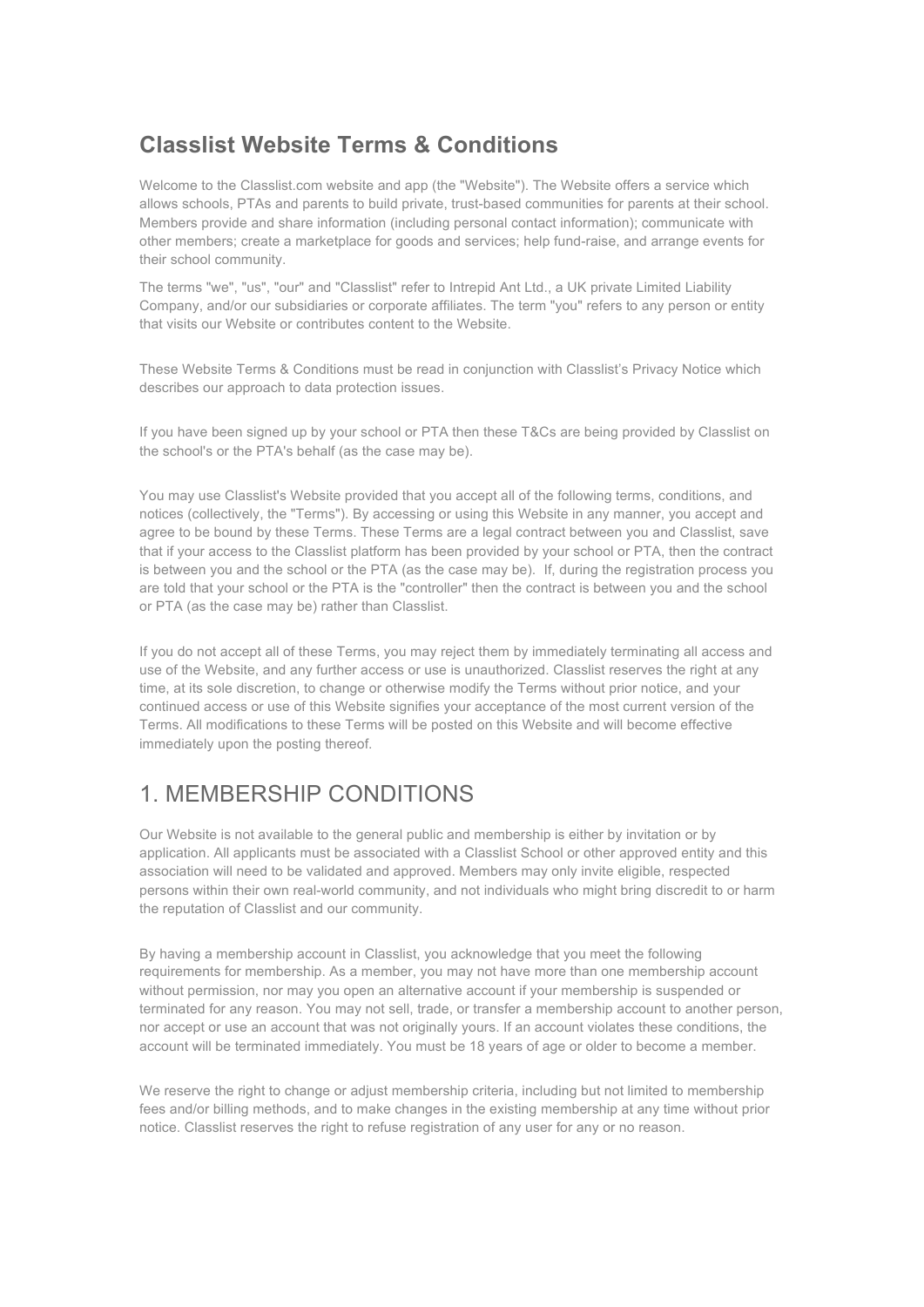# Classlist Website Terms & Conditions

Welcome to the Classlist.com website and app (the "Website"). The Website offers a service which allows schools, PTAs and parents to build private, trust-based communities for parents at their school. Members provide and share information (including personal contact information); communicate with other members; create a marketplace for goods and services; help fund-raise, and arrange events for their school community.

The terms "we", "us", "our" and "Classlist" refer to Intrepid Ant Ltd., a UK private Limited Liability Company, and/or our subsidiaries or corporate affiliates. The term "you" refers to any person or entity that visits our Website or contributes content to the Website.

These Website Terms & Conditions must be read in conjunction with Classlist's Privacy Notice which describes our approach to data protection issues.

If you have been signed up by your school or PTA then these T&Cs are being provided by Classlist on the school's or the PTA's behalf (as the case may be).

You may use Classlist's Website provided that you accept all of the following terms, conditions, and notices (collectively, the "Terms"). By accessing or using this Website in any manner, you accept and agree to be bound by these Terms. These Terms are a legal contract between you and Classlist, save that if your access to the Classlist platform has been provided by your school or PTA, then the contract is between you and the school or the PTA (as the case may be). If, during the registration process you are told that your school or the PTA is the "controller" then the contract is between you and the school or PTA (as the case may be) rather than Classlist.

If you do not accept all of these Terms, you may reject them by immediately terminating all access and use of the Website, and any further access or use is unauthorized. Classlist reserves the right at any time, at its sole discretion, to change or otherwise modify the Terms without prior notice, and your continued access or use of this Website signifies your acceptance of the most current version of the Terms. All modifications to these Terms will be posted on this Website and will become effective immediately upon the posting thereof.

## 1. MEMBERSHIP CONDITIONS

Our Website is not available to the general public and membership is either by invitation or by application. All applicants must be associated with a Classlist School or other approved entity and this association will need to be validated and approved. Members may only invite eligible, respected persons within their own real-world community, and not individuals who might bring discredit to or harm the reputation of Classlist and our community.

By having a membership account in Classlist, you acknowledge that you meet the following requirements for membership. As a member, you may not have more than one membership account without permission, nor may you open an alternative account if your membership is suspended or terminated for any reason. You may not sell, trade, or transfer a membership account to another person, nor accept or use an account that was not originally yours. If an account violates these conditions, the account will be terminated immediately. You must be 18 years of age or older to become a member.

We reserve the right to change or adjust membership criteria, including but not limited to membership fees and/or billing methods, and to make changes in the existing membership at any time without prior notice. Classlist reserves the right to refuse registration of any user for any or no reason.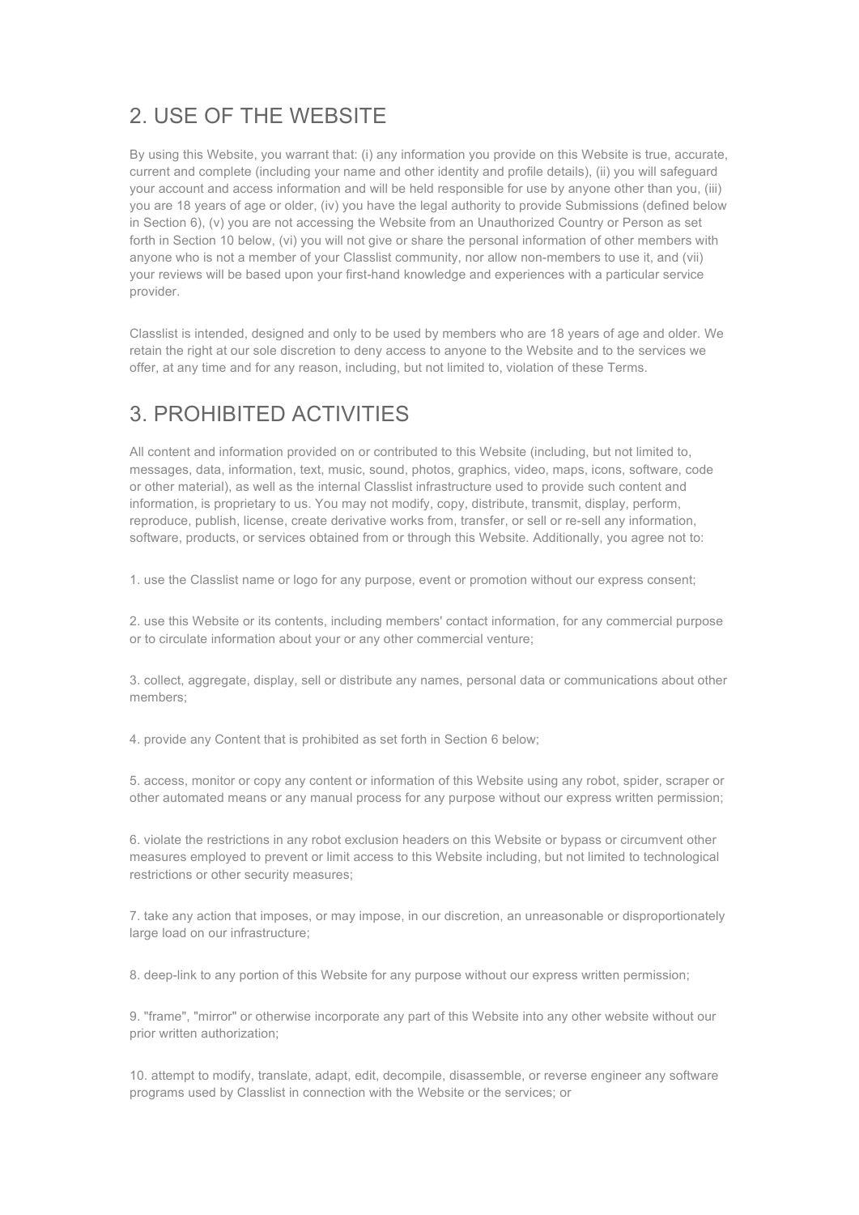## 2. USE OF THE WEBSITE

By using this Website, you warrant that: (i) any information you provide on this Website is true, accurate, current and complete (including your name and other identity and profile details), (ii) you will safeguard your account and access information and will be held responsible for use by anyone other than you, (iii) you are 18 years of age or older, (iv) you have the legal authority to provide Submissions (defined below in Section 6), (v) you are not accessing the Website from an Unauthorized Country or Person as set forth in Section 10 below, (vi) you will not give or share the personal information of other members with anyone who is not a member of your Classlist community, nor allow non-members to use it, and (vii) your reviews will be based upon your first-hand knowledge and experiences with a particular service provider.

Classlist is intended, designed and only to be used by members who are 18 years of age and older. We retain the right at our sole discretion to deny access to anyone to the Website and to the services we offer, at any time and for any reason, including, but not limited to, violation of these Terms.

## 3. PROHIBITED ACTIVITIES

All content and information provided on or contributed to this Website (including, but not limited to, messages, data, information, text, music, sound, photos, graphics, video, maps, icons, software, code or other material), as well as the internal Classlist infrastructure used to provide such content and information, is proprietary to us. You may not modify, copy, distribute, transmit, display, perform, reproduce, publish, license, create derivative works from, transfer, or sell or re-sell any information, software, products, or services obtained from or through this Website. Additionally, you agree not to:

1. use the Classlist name or logo for any purpose, event or promotion without our express consent;

2. use this Website or its contents, including members' contact information, for any commercial purpose or to circulate information about your or any other commercial venture;

3. collect, aggregate, display, sell or distribute any names, personal data or communications about other members;

4. provide any Content that is prohibited as set forth in Section 6 below;

5. access, monitor or copy any content or information of this Website using any robot, spider, scraper or other automated means or any manual process for any purpose without our express written permission;

6. violate the restrictions in any robot exclusion headers on this Website or bypass or circumvent other measures employed to prevent or limit access to this Website including, but not limited to technological restrictions or other security measures;

7. take any action that imposes, or may impose, in our discretion, an unreasonable or disproportionately large load on our infrastructure;

8. deep-link to any portion of this Website for any purpose without our express written permission;

9. "frame", "mirror" or otherwise incorporate any part of this Website into any other website without our prior written authorization;

10. attempt to modify, translate, adapt, edit, decompile, disassemble, or reverse engineer any software programs used by Classlist in connection with the Website or the services; or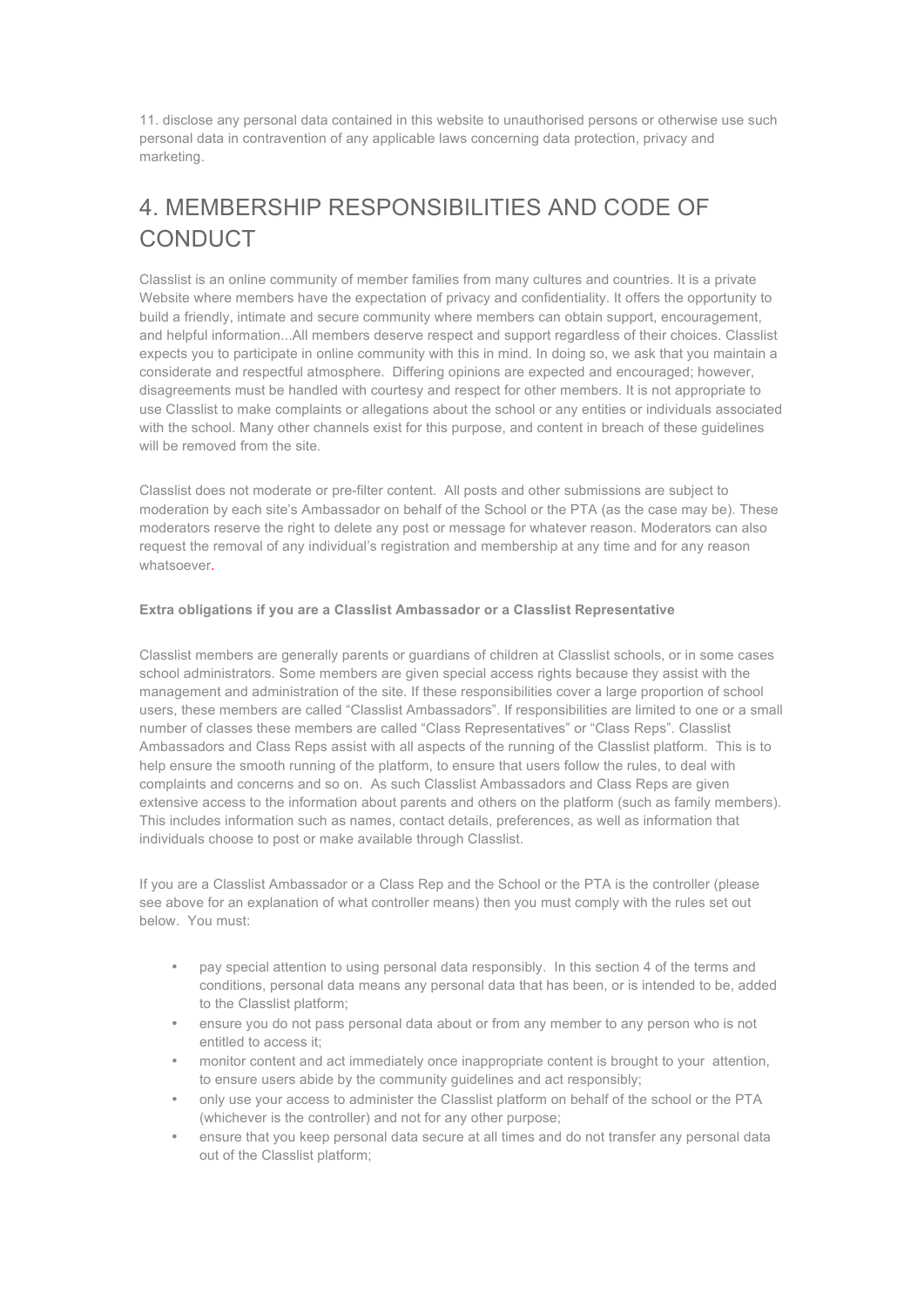11. disclose any personal data contained in this website to unauthorised persons or otherwise use such personal data in contravention of any applicable laws concerning data protection, privacy and marketing.

# 4. MEMBERSHIP RESPONSIBILITIES AND CODE OF CONDUCT

Classlist is an online community of member families from many cultures and countries. It is a private Website where members have the expectation of privacy and confidentiality. It offers the opportunity to build a friendly, intimate and secure community where members can obtain support, encouragement, and helpful information...All members deserve respect and support regardless of their choices. Classlist expects you to participate in online community with this in mind. In doing so, we ask that you maintain a considerate and respectful atmosphere. Differing opinions are expected and encouraged; however, disagreements must be handled with courtesy and respect for other members. It is not appropriate to use Classlist to make complaints or allegations about the school or any entities or individuals associated with the school. Many other channels exist for this purpose, and content in breach of these guidelines will be removed from the site.

Classlist does not moderate or pre-filter content. All posts and other submissions are subject to moderation by each site's Ambassador on behalf of the School or the PTA (as the case may be). These moderators reserve the right to delete any post or message for whatever reason. Moderators can also request the removal of any individual's registration and membership at any time and for any reason whatsoever.

**Extra obligations if you are a Classlist Ambassador or a Classlist Representative**

Classlist members are generally parents or guardians of children at Classlist schools, or in some cases school administrators. Some members are given special access rights because they assist with the management and administration of the site. If these responsibilities cover a large proportion of school users, these members are called "Classlist Ambassadors". If responsibilities are limited to one or a small number of classes these members are called "Class Representatives" or "Class Reps". Classlist Ambassadors and Class Reps assist with all aspects of the running of the Classlist platform. This is to help ensure the smooth running of the platform, to ensure that users follow the rules, to deal with complaints and concerns and so on. As such Classlist Ambassadors and Class Reps are given extensive access to the information about parents and others on the platform (such as family members). This includes information such as names, contact details, preferences, as well as information that individuals choose to post or make available through Classlist.

If you are a Classlist Ambassador or a Class Rep and the School or the PTA is the controller (please see above for an explanation of what controller means) then you must comply with the rules set out below. You must:

- pay special attention to using personal data responsibly. In this section 4 of the terms and conditions, personal data means any personal data that has been, or is intended to be, added to the Classlist platform;
- ensure you do not pass personal data about or from any member to any person who is not entitled to access it;
- monitor content and act immediately once inappropriate content is brought to your attention, to ensure users abide by the community guidelines and act responsibly;
- only use your access to administer the Classlist platform on behalf of the school or the PTA (whichever is the controller) and not for any other purpose;
- ensure that you keep personal data secure at all times and do not transfer any personal data out of the Classlist platform;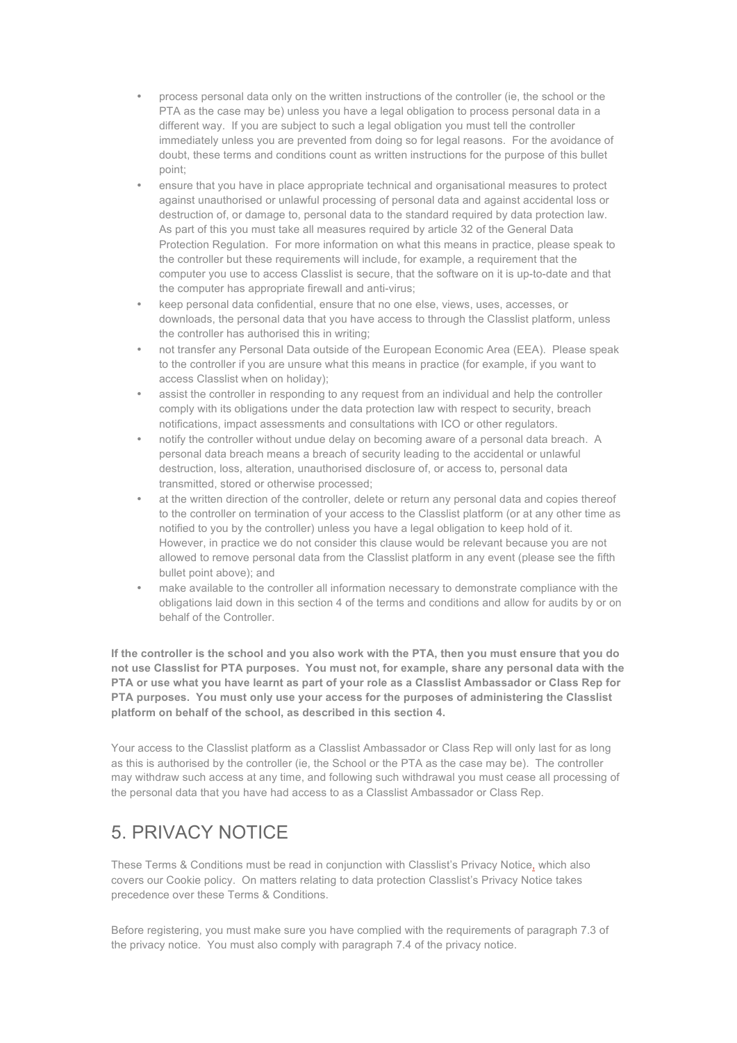- process personal data only on the written instructions of the controller (ie, the school or the PTA as the case may be) unless you have a legal obligation to process personal data in a different way. If you are subject to such a legal obligation you must tell the controller immediately unless you are prevented from doing so for legal reasons. For the avoidance of doubt, these terms and conditions count as written instructions for the purpose of this bullet point;
- ensure that you have in place appropriate technical and organisational measures to protect against unauthorised or unlawful processing of personal data and against accidental loss or destruction of, or damage to, personal data to the standard required by data protection law. As part of this you must take all measures required by article 32 of the General Data Protection Regulation. For more information on what this means in practice, please speak to the controller but these requirements will include, for example, a requirement that the computer you use to access Classlist is secure, that the software on it is up-to-date and that the computer has appropriate firewall and anti-virus;
- keep personal data confidential, ensure that no one else, views, uses, accesses, or downloads, the personal data that you have access to through the Classlist platform, unless the controller has authorised this in writing;
- not transfer any Personal Data outside of the European Economic Area (EEA). Please speak to the controller if you are unsure what this means in practice (for example, if you want to access Classlist when on holiday);
- assist the controller in responding to any request from an individual and help the controller comply with its obligations under the data protection law with respect to security, breach notifications, impact assessments and consultations with ICO or other regulators.
- notify the controller without undue delay on becoming aware of a personal data breach. A personal data breach means a breach of security leading to the accidental or unlawful destruction, loss, alteration, unauthorised disclosure of, or access to, personal data transmitted, stored or otherwise processed;
- at the written direction of the controller, delete or return any personal data and copies thereof to the controller on termination of your access to the Classlist platform (or at any other time as notified to you by the controller) unless you have a legal obligation to keep hold of it. However, in practice we do not consider this clause would be relevant because you are not allowed to remove personal data from the Classlist platform in any event (please see the fifth bullet point above); and
- make available to the controller all information necessary to demonstrate compliance with the obligations laid down in this section 4 of the terms and conditions and allow for audits by or on behalf of the Controller.

**If the controller is the school and you also work with the PTA, then you must ensure that you do not use Classlist for PTA purposes. You must not, for example, share any personal data with the PTA or use what you have learnt as part of your role as a Classlist Ambassador or Class Rep for PTA purposes. You must only use your access for the purposes of administering the Classlist platform on behalf of the school, as described in this section 4.**

Your access to the Classlist platform as a Classlist Ambassador or Class Rep will only last for as long as this is authorised by the controller (ie, the School or the PTA as the case may be). The controller may withdraw such access at any time, and following such withdrawal you must cease all processing of the personal data that you have had access to as a Classlist Ambassador or Class Rep.

## 5. PRIVACY NOTICE

These Terms & Conditions must be read in conjunction with Classlist's Privacy Notice, which also covers our Cookie policy. On matters relating to data protection Classlist's Privacy Notice takes precedence over these Terms & Conditions.

Before registering, you must make sure you have complied with the requirements of paragraph 7.3 of the privacy notice. You must also comply with paragraph 7.4 of the privacy notice.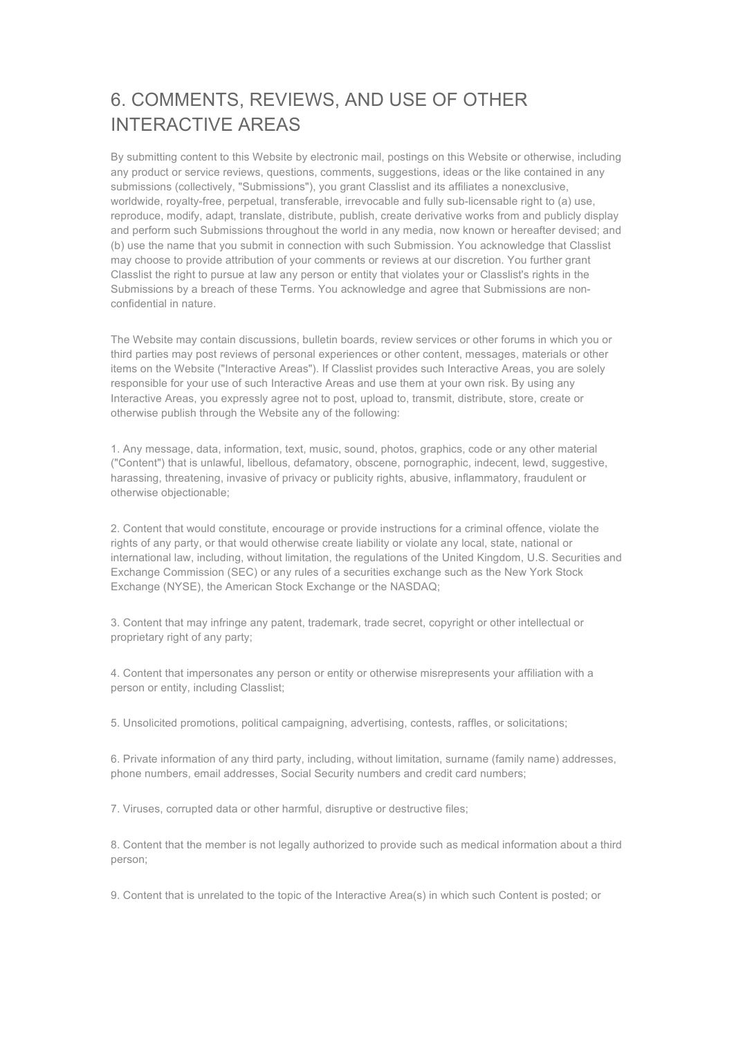## 6. COMMENTS, REVIEWS, AND USE OF OTHER INTERACTIVE AREAS

By submitting content to this Website by electronic mail, postings on this Website or otherwise, including any product or service reviews, questions, comments, suggestions, ideas or the like contained in any submissions (collectively, "Submissions"), you grant Classlist and its affiliates a nonexclusive, worldwide, royalty-free, perpetual, transferable, irrevocable and fully sub-licensable right to (a) use, reproduce, modify, adapt, translate, distribute, publish, create derivative works from and publicly display and perform such Submissions throughout the world in any media, now known or hereafter devised; and (b) use the name that you submit in connection with such Submission. You acknowledge that Classlist may choose to provide attribution of your comments or reviews at our discretion. You further grant Classlist the right to pursue at law any person or entity that violates your or Classlist's rights in the Submissions by a breach of these Terms. You acknowledge and agree that Submissions are non-confidential in nature.

The Website may contain discussions, bulletin boards, review services or other forums in which you or third parties may post reviews of personal experiences or other content, messages, materials or other items on the Website ("Interactive Areas"). If Classlist provides such Interactive Areas, you are solely responsible for your use of such Interactive Areas and use them at your own risk. By using any Interactive Areas, you expressly agree not to post, upload to, transmit, distribute, store, create or otherwise publish through the Website any of the following:

1. Any message, data, information, text, music, sound, photos, graphics, code or any other material ("Content") that is unlawful, libellous, defamatory, obscene, pornographic, indecent, lewd, suggestive, harassing, threatening, invasive of privacy or publicity rights, abusive, inflammatory, fraudulent or otherwise objectionable;

2. Content that would constitute, encourage or provide instructions for a criminal offence, violate the rights of any party, or that would otherwise create liability or violate any local, state, national or international law, including, without limitation, the regulations of the United Kingdom, U.S. Securities and Exchange Commission (SEC) or any rules of a securities exchange such as the New York Stock Exchange (NYSE), the American Stock Exchange or the NASDAQ;

3. Content that may infringe any patent, trademark, trade secret, copyright or other intellectual or proprietary right of any party;

4. Content that impersonates any person or entity or otherwise misrepresents your affiliation with a person or entity, including Classlist;

5. Unsolicited promotions, political campaigning, advertising, contests, raffles, or solicitations;

6. Private information of any third party, including, without limitation, surname (family name) addresses, phone numbers, email addresses, Social Security numbers and credit card numbers;

7. Viruses, corrupted data or other harmful, disruptive or destructive files;

8. Content that the member is not legally authorized to provide such as medical information about a third person;

9. Content that is unrelated to the topic of the Interactive Area(s) in which such Content is posted; or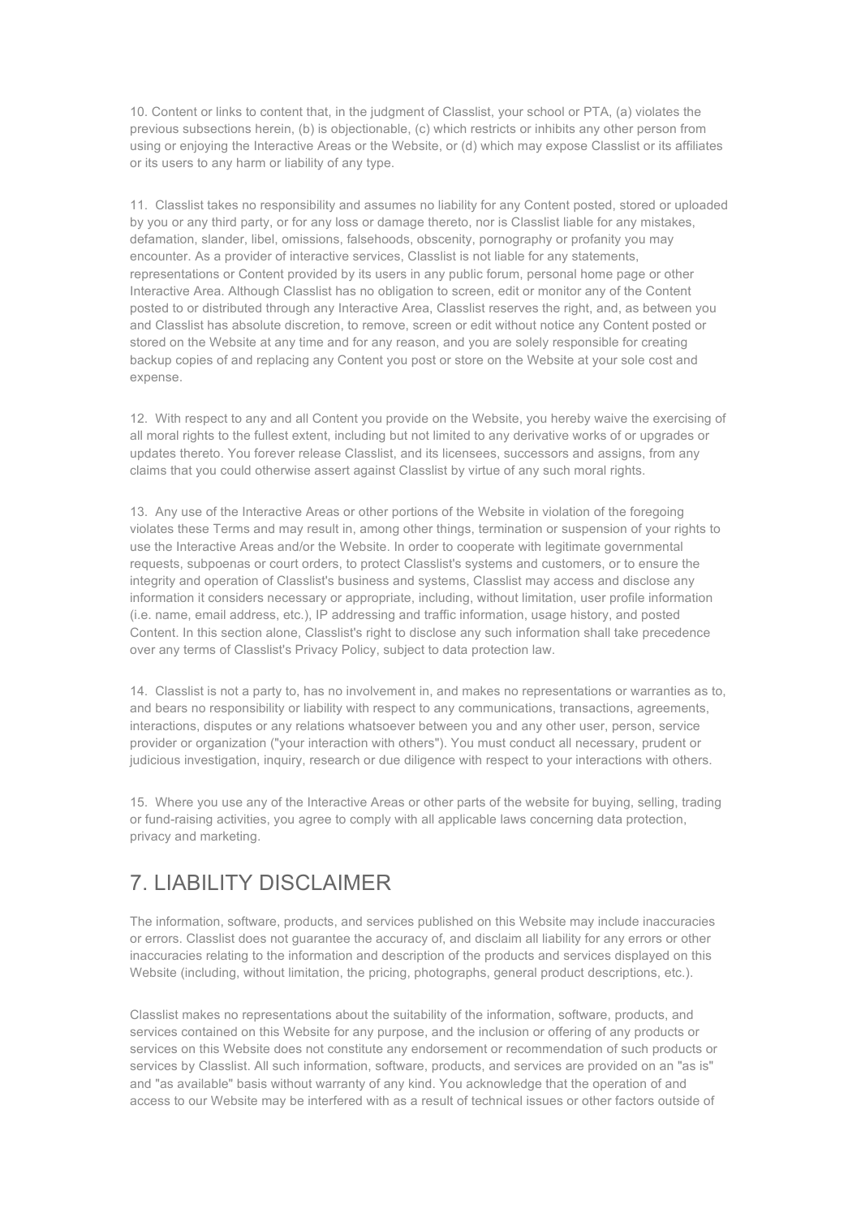10. Content or links to content that, in the judgment of Classlist, your school or PTA, (a) violates the previous subsections herein, (b) is objectionable, (c) which restricts or inhibits any other person from using or enjoying the Interactive Areas or the Website, or (d) which may expose Classlist or its affiliates or its users to any harm or liability of any type.

11. Classlist takes no responsibility and assumes no liability for any Content posted, stored or uploaded by you or any third party, or for any loss or damage thereto, nor is Classlist liable for any mistakes, defamation, slander, libel, omissions, falsehoods, obscenity, pornography or profanity you may encounter. As a provider of interactive services, Classlist is not liable for any statements, representations or Content provided by its users in any public forum, personal home page or other Interactive Area. Although Classlist has no obligation to screen, edit or monitor any of the Content posted to or distributed through any Interactive Area, Classlist reserves the right, and, as between you and Classlist has absolute discretion, to remove, screen or edit without notice any Content posted or stored on the Website at any time and for any reason, and you are solely responsible for creating backup copies of and replacing any Content you post or store on the Website at your sole cost and expense.

12. With respect to any and all Content you provide on the Website, you hereby waive the exercising of all moral rights to the fullest extent, including but not limited to any derivative works of or upgrades or updates thereto. You forever release Classlist, and its licensees, successors and assigns, from any claims that you could otherwise assert against Classlist by virtue of any such moral rights.

13. Any use of the Interactive Areas or other portions of the Website in violation of the foregoing violates these Terms and may result in, among other things, termination or suspension of your rights to use the Interactive Areas and/or the Website. In order to cooperate with legitimate governmental requests, subpoenas or court orders, to protect Classlist's systems and customers, or to ensure the integrity and operation of Classlist's business and systems, Classlist may access and disclose any information it considers necessary or appropriate, including, without limitation, user profile information (i.e. name, email address, etc.), IP addressing and traffic information, usage history, and posted Content. In this section alone, Classlist's right to disclose any such information shall take precedence over any terms of Classlist's Privacy Policy, subject to data protection law.

14. Classlist is not a party to, has no involvement in, and makes no representations or warranties as to, and bears no responsibility or liability with respect to any communications, transactions, agreements, interactions, disputes or any relations whatsoever between you and any other user, person, service provider or organization ("your interaction with others"). You must conduct all necessary, prudent or judicious investigation, inquiry, research or due diligence with respect to your interactions with others.

15. Where you use any of the Interactive Areas or other parts of the website for buying, selling, trading or fund-raising activities, you agree to comply with all applicable laws concerning data protection, privacy and marketing.

# 7. LIABILITY DISCLAIMER

The information, software, products, and services published on this Website may include inaccuracies or errors. Classlist does not guarantee the accuracy of, and disclaim all liability for any errors or other inaccuracies relating to the information and description of the products and services displayed on this Website (including, without limitation, the pricing, photographs, general product descriptions, etc.).

Classlist makes no representations about the suitability of the information, software, products, and services contained on this Website for any purpose, and the inclusion or offering of any products or services on this Website does not constitute any endorsement or recommendation of such products or services by Classlist. All such information, software, products, and services are provided on an "as is" and "as available" basis without warranty of any kind. You acknowledge that the operation of and access to our Website may be interfered with as a result of technical issues or other factors outside of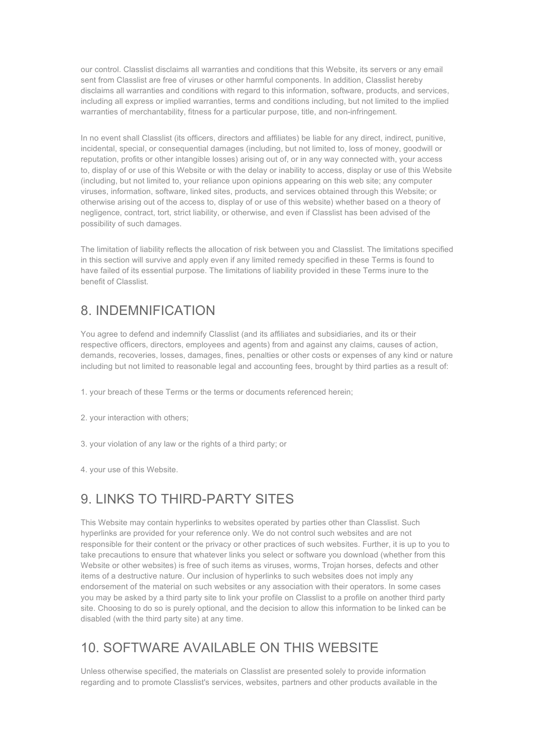our control. Classlist disclaims all warranties and conditions that this Website, its servers or any email sent from Classlist are free of viruses or other harmful components. In addition, Classlist hereby disclaims all warranties and conditions with regard to this information, software, products, and services, including all express or implied warranties, terms and conditions including, but not limited to the implied warranties of merchantability, fitness for a particular purpose, title, and non-infringement.

In no event shall Classlist (its officers, directors and affiliates) be liable for any direct, indirect, punitive, incidental, special, or consequential damages (including, but not limited to, loss of money, goodwill or reputation, profits or other intangible losses) arising out of, or in any way connected with, your access to, display of or use of this Website or with the delay or inability to access, display or use of this Website (including, but not limited to, your reliance upon opinions appearing on this web site; any computer viruses, information, software, linked sites, products, and services obtained through this Website; or otherwise arising out of the access to, display of or use of this website) whether based on a theory of negligence, contract, tort, strict liability, or otherwise, and even if Classlist has been advised of the possibility of such damages.

The limitation of liability reflects the allocation of risk between you and Classlist. The limitations specified in this section will survive and apply even if any limited remedy specified in these Terms is found to have failed of its essential purpose. The limitations of liability provided in these Terms inure to the benefit of Classlist.

## 8. INDEMNIFICATION

You agree to defend and indemnify Classlist (and its affiliates and subsidiaries, and its or their respective officers, directors, employees and agents) from and against any claims, causes of action, demands, recoveries, losses, damages, fines, penalties or other costs or expenses of any kind or nature including but not limited to reasonable legal and accounting fees, brought by third parties as a result of:

1. your breach of these Terms or the terms or documents referenced herein;

2. your interaction with others;

3. your violation of any law or the rights of a third party; or

4. your use of this Website.

## 9. LINKS TO THIRD-PARTY SITES

This Website may contain hyperlinks to websites operated by parties other than Classlist. Such hyperlinks are provided for your reference only. We do not control such websites and are not responsible for their content or the privacy or other practices of such websites. Further, it is up to you to take precautions to ensure that whatever links you select or software you download (whether from this Website or other websites) is free of such items as viruses, worms, Trojan horses, defects and other items of a destructive nature. Our inclusion of hyperlinks to such websites does not imply any endorsement of the material on such websites or any association with their operators. In some cases you may be asked by a third party site to link your profile on Classlist to a profile on another third party site. Choosing to do so is purely optional, and the decision to allow this information to be linked can be disabled (with the third party site) at any time.

## 10. SOFTWARE AVAILABLE ON THIS WEBSITE

Unless otherwise specified, the materials on Classlist are presented solely to provide information regarding and to promote Classlist's services, websites, partners and other products available in the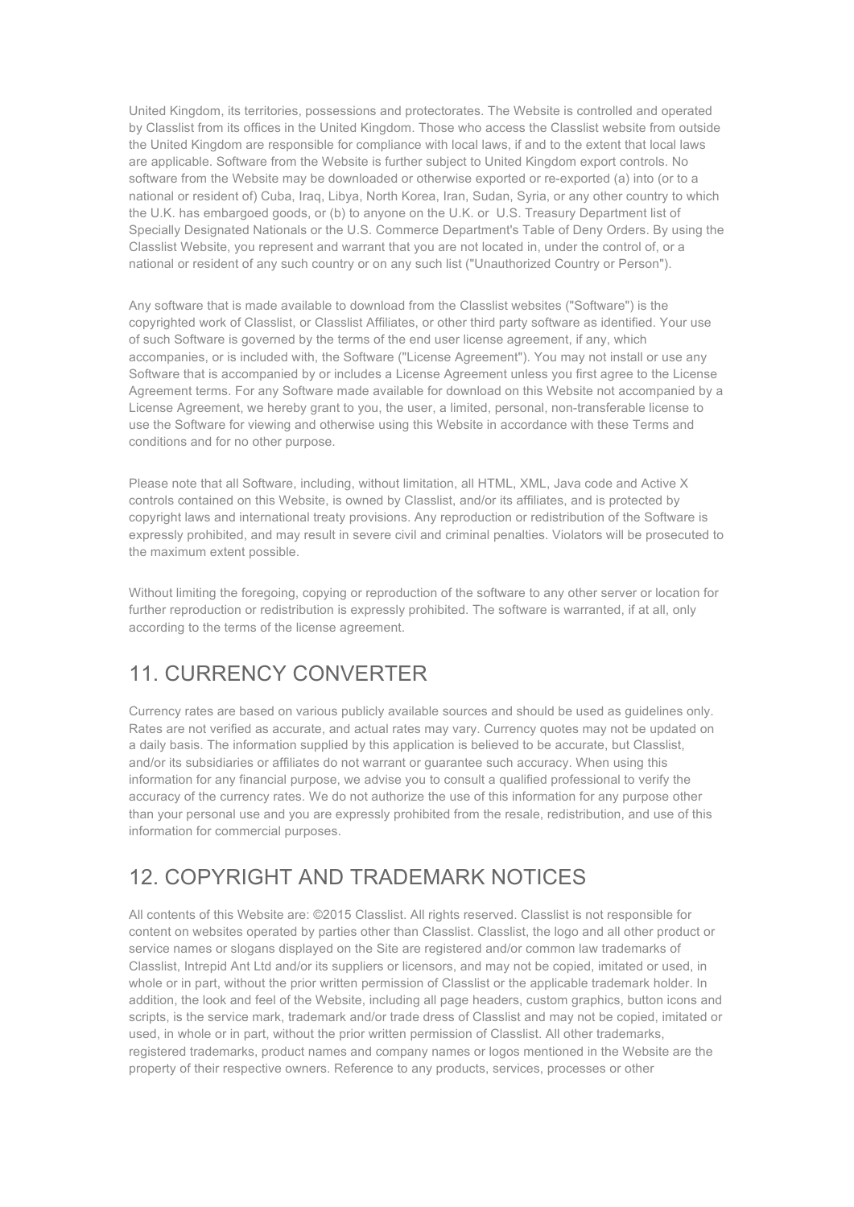United Kingdom, its territories, possessions and protectorates. The Website is controlled and operated by Classlist from its offices in the United Kingdom. Those who access the Classlist website from outside the United Kingdom are responsible for compliance with local laws, if and to the extent that local laws are applicable. Software from the Website is further subject to United Kingdom export controls. No software from the Website may be downloaded or otherwise exported or re-exported (a) into (or to a national or resident of) Cuba, Iraq, Libya, North Korea, Iran, Sudan, Syria, or any other country to which the U.K. has embargoed goods, or (b) to anyone on the U.K. or U.S. Treasury Department list of Specially Designated Nationals or the U.S. Commerce Department's Table of Deny Orders. By using the Classlist Website, you represent and warrant that you are not located in, under the control of, or a national or resident of any such country or on any such list ("Unauthorized Country or Person").

Any software that is made available to download from the Classlist websites ("Software") is the copyrighted work of Classlist, or Classlist Affiliates, or other third party software as identified. Your use of such Software is governed by the terms of the end user license agreement, if any, which accompanies, or is included with, the Software ("License Agreement"). You may not install or use any Software that is accompanied by or includes a License Agreement unless you first agree to the License Agreement terms. For any Software made available for download on this Website not accompanied by a License Agreement, we hereby grant to you, the user, a limited, personal, non-transferable license to use the Software for viewing and otherwise using this Website in accordance with these Terms and conditions and for no other purpose.

Please note that all Software, including, without limitation, all HTML, XML, Java code and Active X controls contained on this Website, is owned by Classlist, and/or its affiliates, and is protected by copyright laws and international treaty provisions. Any reproduction or redistribution of the Software is expressly prohibited, and may result in severe civil and criminal penalties. Violators will be prosecuted to the maximum extent possible.

Without limiting the foregoing, copying or reproduction of the software to any other server or location for further reproduction or redistribution is expressly prohibited. The software is warranted, if at all, only according to the terms of the license agreement.

## 11. CURRENCY CONVERTER

Currency rates are based on various publicly available sources and should be used as guidelines only. Rates are not verified as accurate, and actual rates may vary. Currency quotes may not be updated on a daily basis. The information supplied by this application is believed to be accurate, but Classlist, and/or its subsidiaries or affiliates do not warrant or guarantee such accuracy. When using this information for any financial purpose, we advise you to consult a qualified professional to verify the accuracy of the currency rates. We do not authorize the use of this information for any purpose other than your personal use and you are expressly prohibited from the resale, redistribution, and use of this information for commercial purposes.

## 12. COPYRIGHT AND TRADEMARK NOTICES

All contents of this Website are: ©2015 Classlist. All rights reserved. Classlist is not responsible for content on websites operated by parties other than Classlist. Classlist, the logo and all other product or service names or slogans displayed on the Site are registered and/or common law trademarks of Classlist, Intrepid Ant Ltd and/or its suppliers or licensors, and may not be copied, imitated or used, in whole or in part, without the prior written permission of Classlist or the applicable trademark holder. In addition, the look and feel of the Website, including all page headers, custom graphics, button icons and scripts, is the service mark, trademark and/or trade dress of Classlist and may not be copied, imitated or used, in whole or in part, without the prior written permission of Classlist. All other trademarks, registered trademarks, product names and company names or logos mentioned in the Website are the property of their respective owners. Reference to any products, services, processes or other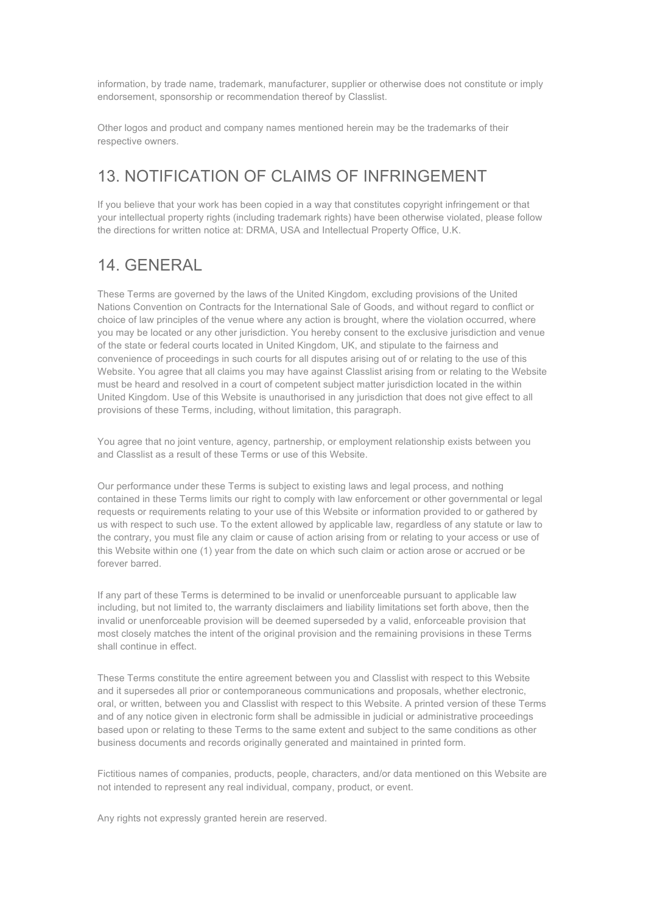information, by trade name, trademark, manufacturer, supplier or otherwise does not constitute or imply endorsement, sponsorship or recommendation thereof by Classlist.

Other logos and product and company names mentioned herein may be the trademarks of their respective owners.

## 13. NOTIFICATION OF CLAIMS OF INFRINGEMENT

If you believe that your work has been copied in a way that constitutes copyright infringement or that your intellectual property rights (including trademark rights) have been otherwise violated, please follow the directions for written notice at: DRMA, USA and Intellectual Property Office, U.K.

## 14. GENERAL

These Terms are governed by the laws of the United Kingdom, excluding provisions of the United Nations Convention on Contracts for the International Sale of Goods, and without regard to conflict or choice of law principles of the venue where any action is brought, where the violation occurred, where you may be located or any other jurisdiction. You hereby consent to the exclusive jurisdiction and venue of the state or federal courts located in United Kingdom, UK, and stipulate to the fairness and convenience of proceedings in such courts for all disputes arising out of or relating to the use of this Website. You agree that all claims you may have against Classlist arising from or relating to the Website must be heard and resolved in a court of competent subject matter jurisdiction located in the within United Kingdom. Use of this Website is unauthorised in any jurisdiction that does not give effect to all provisions of these Terms, including, without limitation, this paragraph.

You agree that no joint venture, agency, partnership, or employment relationship exists between you and Classlist as a result of these Terms or use of this Website.

Our performance under these Terms is subject to existing laws and legal process, and nothing contained in these Terms limits our right to comply with law enforcement or other governmental or legal requests or requirements relating to your use of this Website or information provided to or gathered by us with respect to such use. To the extent allowed by applicable law, regardless of any statute or law to the contrary, you must file any claim or cause of action arising from or relating to your access or use of this Website within one (1) year from the date on which such claim or action arose or accrued or be forever barred.

If any part of these Terms is determined to be invalid or unenforceable pursuant to applicable law including, but not limited to, the warranty disclaimers and liability limitations set forth above, then the invalid or unenforceable provision will be deemed superseded by a valid, enforceable provision that most closely matches the intent of the original provision and the remaining provisions in these Terms shall continue in effect.

These Terms constitute the entire agreement between you and Classlist with respect to this Website and it supersedes all prior or contemporaneous communications and proposals, whether electronic, oral, or written, between you and Classlist with respect to this Website. A printed version of these Terms and of any notice given in electronic form shall be admissible in judicial or administrative proceedings based upon or relating to these Terms to the same extent and subject to the same conditions as other business documents and records originally generated and maintained in printed form.

Fictitious names of companies, products, people, characters, and/or data mentioned on this Website are not intended to represent any real individual, company, product, or event.

Any rights not expressly granted herein are reserved.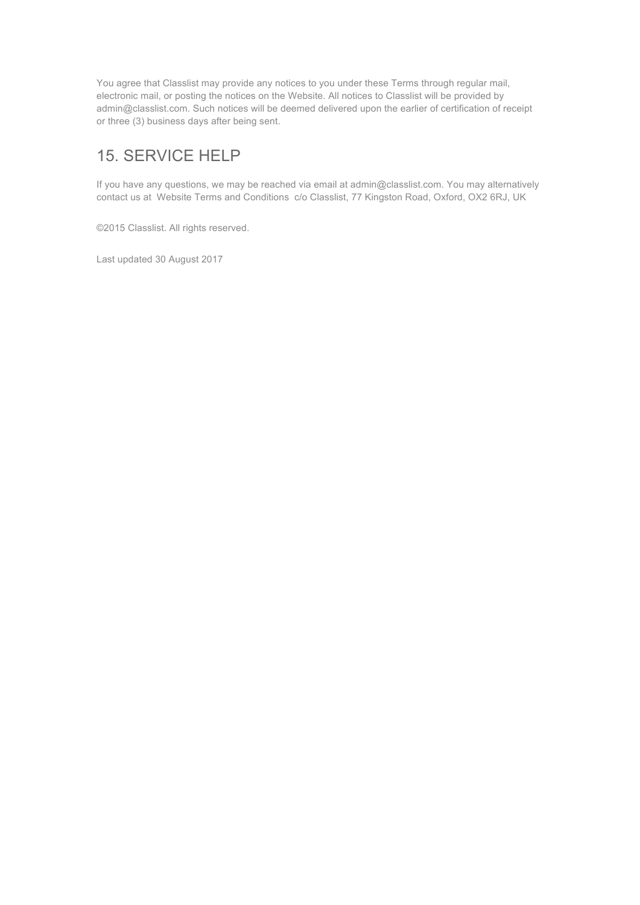You agree that Classlist may provide any notices to you under these Terms through regular mail, electronic mail, or posting the notices on the Website. All notices to Classlist will be provided by admin@classlist.com. Such notices will be deemed delivered upon the earlier of certification of receipt or three (3) business days after being sent.

## 15. SERVICE HELP

If you have any questions, we may be reached via email at admin@classlist.com. You may alternatively contact us at Website Terms and Conditions c/o Classlist, 77 Kingston Road, Oxford, OX2 6RJ, UK

©2015 Classlist. All rights reserved.

Last updated 30 August 2017